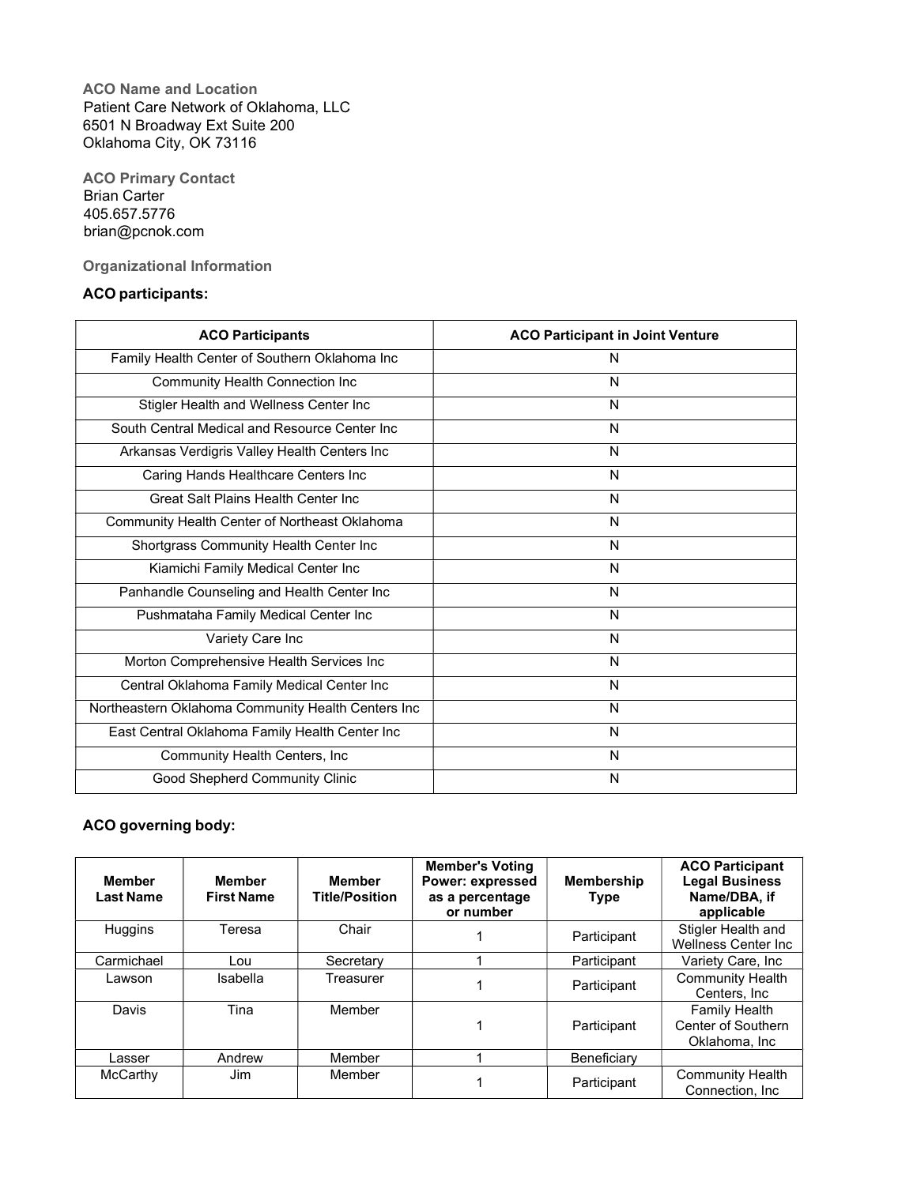**ACO Name and Location**

Patient Care Network of Oklahoma, LLC
6501 N Broadway Ext Suite 200
Oklahoma City, OK 73116

**ACO Primary Contact**

Brian Carter
405.657.5776
brian@pcnok.com

**Organizational Information**

### ACO participants:

| ACO Participants | ACO Participant in Joint Venture |
|---|---|
| Family Health Center of Southern Oklahoma Inc | N |
| Community Health Connection Inc | N |
| Stigler Health and Wellness Center Inc | N |
| South Central Medical and Resource Center Inc | N |
| Arkansas Verdigris Valley Health Centers Inc | N |
| Caring Hands Healthcare Centers Inc | N |
| Great Salt Plains Health Center Inc | N |
| Community Health Center of Northeast Oklahoma | N |
| Shortgrass Community Health Center Inc | N |
| Kiamichi Family Medical Center Inc | N |
| Panhandle Counseling and Health Center Inc | N |
| Pushmataha Family Medical Center Inc | N |
| Variety Care Inc | N |
| Morton Comprehensive Health Services Inc | N |
| Central Oklahoma Family Medical Center Inc | N |
| Northeastern Oklahoma Community Health Centers Inc | N |
| East Central Oklahoma Family Health Center Inc | N |
| Community Health Centers, Inc | N |
| Good Shepherd Community Clinic | N |

### ACO governing body:

| Member Last Name | Member First Name | Member Title/Position | Member's Voting Power: expressed as a percentage or number | Membership Type | ACO Participant Legal Business Name/DBA, if applicable |
|---|---|---|---|---|---|
| Huggins | Teresa | Chair | 1 | Participant | Stigler Health and Wellness Center Inc |
| Carmichael | Lou | Secretary | 1 | Participant | Variety Care, Inc |
| Lawson | Isabella | Treasurer | 1 | Participant | Community Health Centers, Inc |
| Davis | Tina | Member | 1 | Participant | Family Health Center of Southern Oklahoma, Inc |
| Lasser | Andrew | Member | 1 | Beneficiary | |
| McCarthy | Jim | Member | 1 | Participant | Community Health Connection, Inc |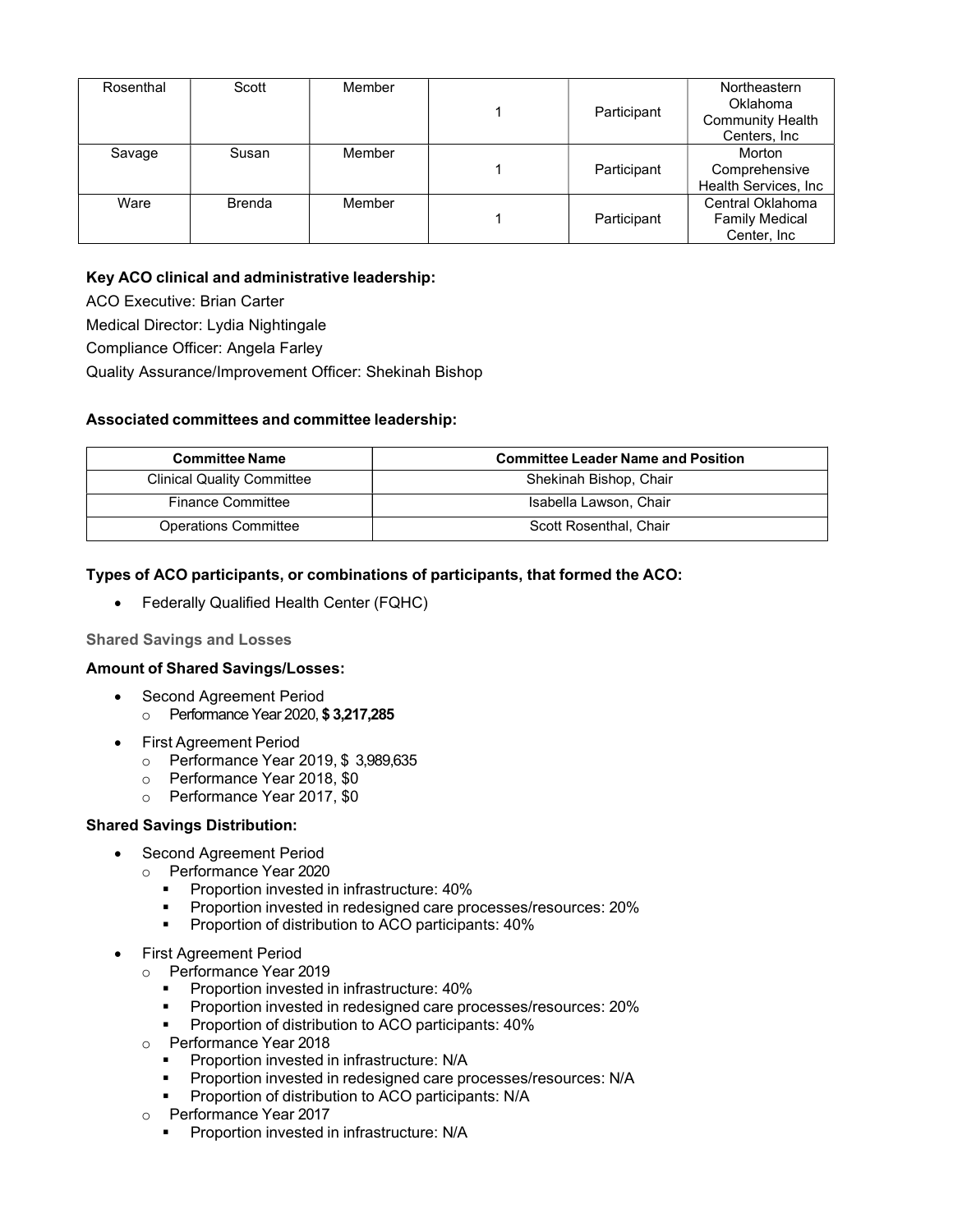| Rosenthal | Scott | Member | | 1 | Participant | Northeastern Oklahoma Community Health Centers, Inc |
|---|---|---|---|---|---|---|
| Savage | Susan | Member | | 1 | Participant | Morton Comprehensive Health Services, Inc |
| Ware | Brenda | Member | | 1 | Participant | Central Oklahoma Family Medical Center, Inc |

**Key ACO clinical and administrative leadership:**

ACO Executive: Brian Carter

Medical Director: Lydia Nightingale

Compliance Officer: Angela Farley

Quality Assurance/Improvement Officer: Shekinah Bishop

**Associated committees and committee leadership:**

| Committee Name | Committee Leader Name and Position |
|---|---|
| Clinical Quality Committee | Shekinah Bishop, Chair |
| Finance Committee | Isabella Lawson, Chair |
| Operations Committee | Scott Rosenthal, Chair |

**Types of ACO participants, or combinations of participants, that formed the ACO:**

- Federally Qualified Health Center (FQHC)

### Shared Savings and Losses

**Amount of Shared Savings/Losses:**

- Second Agreement Period
  - Performance Year 2020, **$ 3,217,285**
- First Agreement Period
  - Performance Year 2019, $ 3,989,635
  - Performance Year 2018, $0
  - Performance Year 2017, $0

**Shared Savings Distribution:**

- Second Agreement Period
  - Performance Year 2020
    - Proportion invested in infrastructure: 40%
    - Proportion invested in redesigned care processes/resources: 20%
    - Proportion of distribution to ACO participants: 40%
- First Agreement Period
  - Performance Year 2019
    - Proportion invested in infrastructure: 40%
    - Proportion invested in redesigned care processes/resources: 20%
    - Proportion of distribution to ACO participants: 40%
  - Performance Year 2018
    - Proportion invested in infrastructure: N/A
    - Proportion invested in redesigned care processes/resources: N/A
    - Proportion of distribution to ACO participants: N/A
  - Performance Year 2017
    - Proportion invested in infrastructure: N/A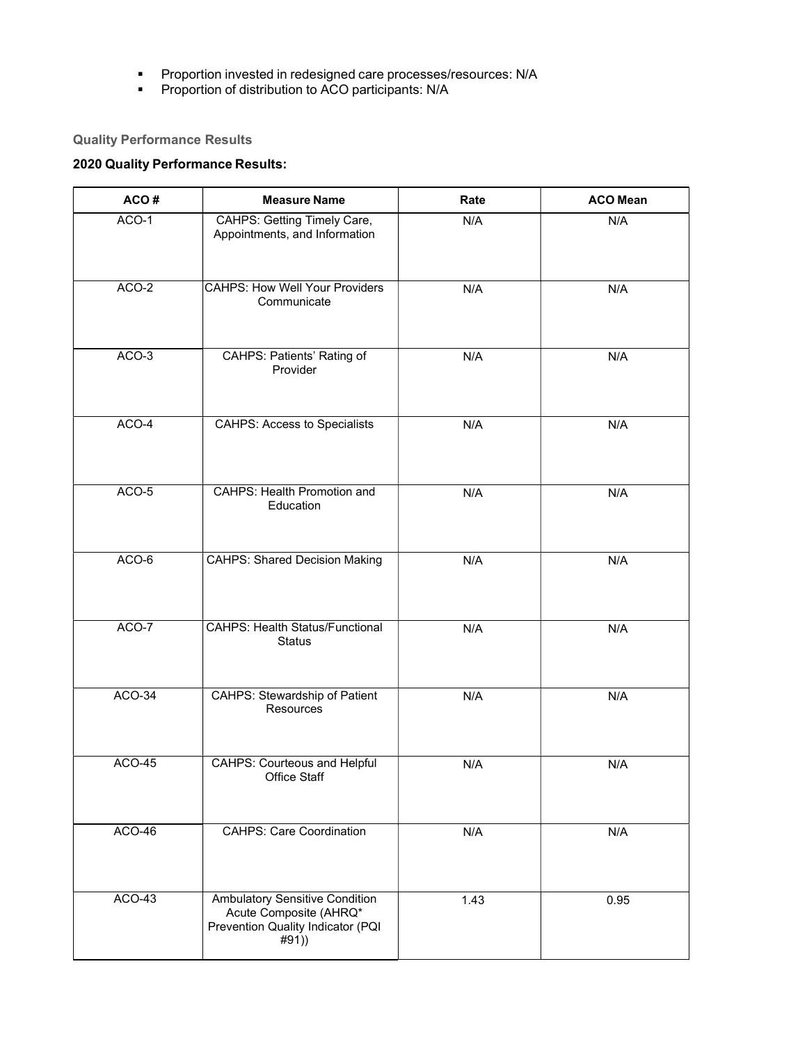- Proportion invested in redesigned care processes/resources: N/A
- Proportion of distribution to ACO participants: N/A

### Quality Performance Results

**2020 Quality Performance Results:**

| ACO # | Measure Name | Rate | ACO Mean |
|---|---|---|---|
| ACO-1 | CAHPS: Getting Timely Care, Appointments, and Information | N/A | N/A |
| ACO-2 | CAHPS: How Well Your Providers Communicate | N/A | N/A |
| ACO-3 | CAHPS: Patients' Rating of Provider | N/A | N/A |
| ACO-4 | CAHPS: Access to Specialists | N/A | N/A |
| ACO-5 | CAHPS: Health Promotion and Education | N/A | N/A |
| ACO-6 | CAHPS: Shared Decision Making | N/A | N/A |
| ACO-7 | CAHPS: Health Status/Functional Status | N/A | N/A |
| ACO-34 | CAHPS: Stewardship of Patient Resources | N/A | N/A |
| ACO-45 | CAHPS: Courteous and Helpful Office Staff | N/A | N/A |
| ACO-46 | CAHPS: Care Coordination | N/A | N/A |
| ACO-43 | Ambulatory Sensitive Condition Acute Composite (AHRQ* Prevention Quality Indicator (PQI #91)) | 1.43 | 0.95 |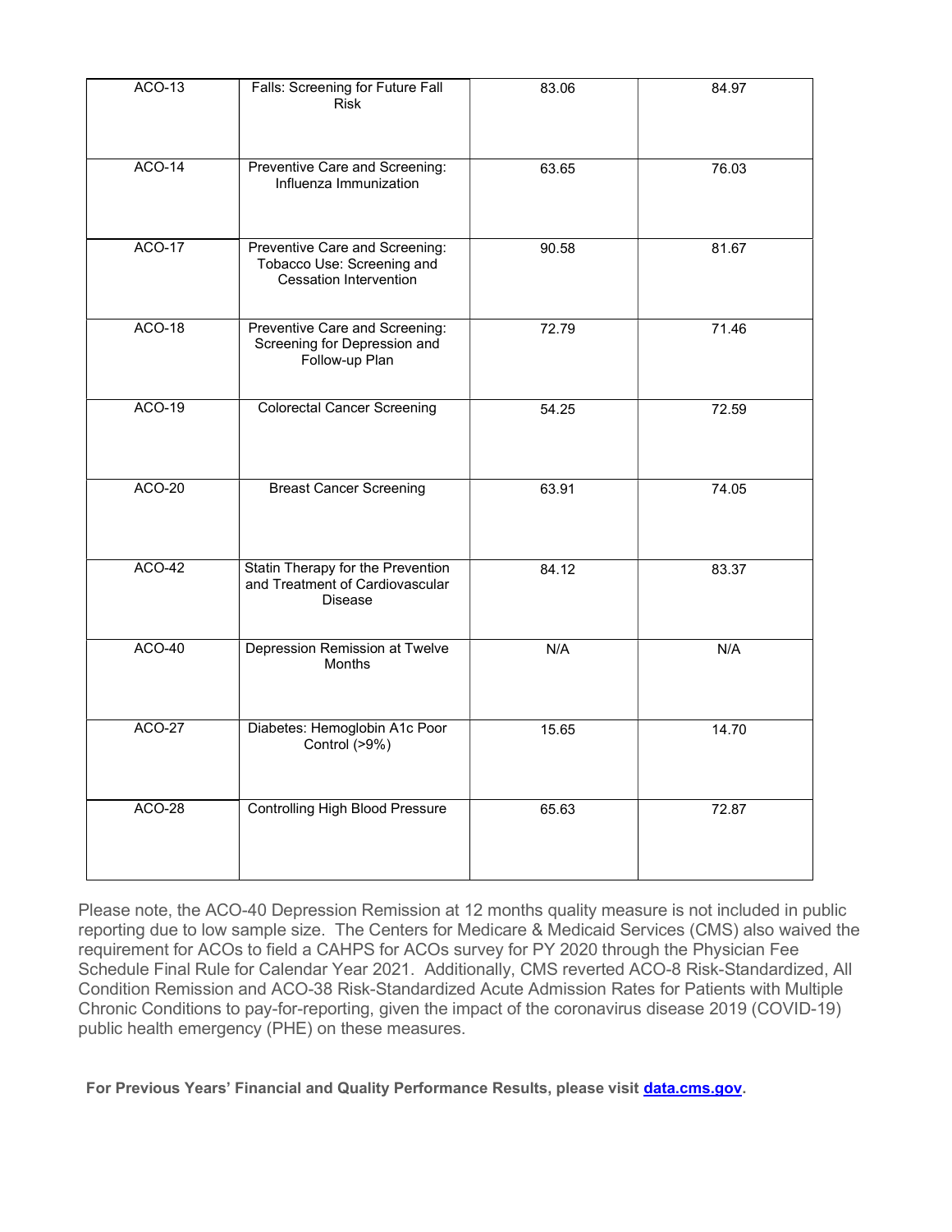| | | | |
|---|---|---|---|
| ACO-13 | Falls: Screening for Future Fall Risk | 83.06 | 84.97 |
| ACO-14 | Preventive Care and Screening: Influenza Immunization | 63.65 | 76.03 |
| ACO-17 | Preventive Care and Screening: Tobacco Use: Screening and Cessation Intervention | 90.58 | 81.67 |
| ACO-18 | Preventive Care and Screening: Screening for Depression and Follow-up Plan | 72.79 | 71.46 |
| ACO-19 | Colorectal Cancer Screening | 54.25 | 72.59 |
| ACO-20 | Breast Cancer Screening | 63.91 | 74.05 |
| ACO-42 | Statin Therapy for the Prevention and Treatment of Cardiovascular Disease | 84.12 | 83.37 |
| ACO-40 | Depression Remission at Twelve Months | N/A | N/A |
| ACO-27 | Diabetes: Hemoglobin A1c Poor Control (>9%) | 15.65 | 14.70 |
| ACO-28 | Controlling High Blood Pressure | 65.63 | 72.87 |

Please note, the ACO-40 Depression Remission at 12 months quality measure is not included in public reporting due to low sample size. The Centers for Medicare & Medicaid Services (CMS) also waived the requirement for ACOs to field a CAHPS for ACOs survey for PY 2020 through the Physician Fee Schedule Final Rule for Calendar Year 2021. Additionally, CMS reverted ACO-8 Risk-Standardized, All Condition Remission and ACO-38 Risk-Standardized Acute Admission Rates for Patients with Multiple Chronic Conditions to pay-for-reporting, given the impact of the coronavirus disease 2019 (COVID-19) public health emergency (PHE) on these measures.

**For Previous Years' Financial and Quality Performance Results, please visit data.cms.gov.**